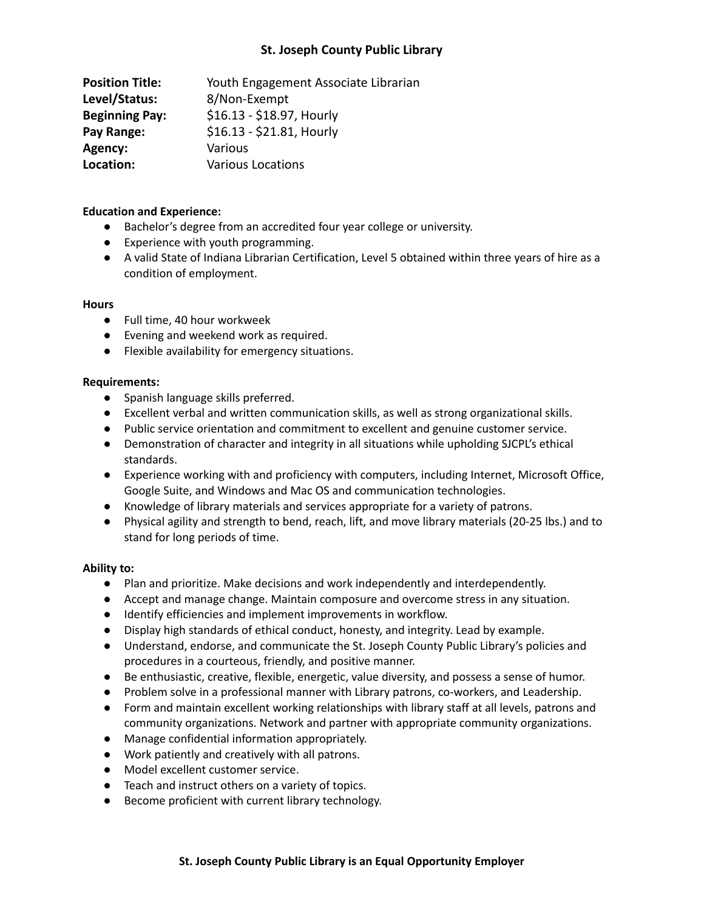# St. Joseph County Public Library

**Position Title:** Youth Engagement Associate Librarian
**Level/Status:** 8/Non-Exempt
**Beginning Pay:** $16.13 - $18.97, Hourly
**Pay Range:** $16.13 - $21.81, Hourly
**Agency:** Various
**Location:** Various Locations

**Education and Experience:**

- Bachelor's degree from an accredited four year college or university.
- Experience with youth programming.
- A valid State of Indiana Librarian Certification, Level 5 obtained within three years of hire as a condition of employment.

**Hours**

- Full time, 40 hour workweek
- Evening and weekend work as required.
- Flexible availability for emergency situations.

**Requirements:**

- Spanish language skills preferred.
- Excellent verbal and written communication skills, as well as strong organizational skills.
- Public service orientation and commitment to excellent and genuine customer service.
- Demonstration of character and integrity in all situations while upholding SJCPL's ethical standards.
- Experience working with and proficiency with computers, including Internet, Microsoft Office, Google Suite, and Windows and Mac OS and communication technologies.
- Knowledge of library materials and services appropriate for a variety of patrons.
- Physical agility and strength to bend, reach, lift, and move library materials (20-25 lbs.) and to stand for long periods of time.

**Ability to:**

- Plan and prioritize. Make decisions and work independently and interdependently.
- Accept and manage change. Maintain composure and overcome stress in any situation.
- Identify efficiencies and implement improvements in workflow.
- Display high standards of ethical conduct, honesty, and integrity. Lead by example.
- Understand, endorse, and communicate the St. Joseph County Public Library's policies and procedures in a courteous, friendly, and positive manner.
- Be enthusiastic, creative, flexible, energetic, value diversity, and possess a sense of humor.
- Problem solve in a professional manner with Library patrons, co-workers, and Leadership.
- Form and maintain excellent working relationships with library staff at all levels, patrons and community organizations. Network and partner with appropriate community organizations.
- Manage confidential information appropriately.
- Work patiently and creatively with all patrons.
- Model excellent customer service.
- Teach and instruct others on a variety of topics.
- Become proficient with current library technology.

**St. Joseph County Public Library is an Equal Opportunity Employer**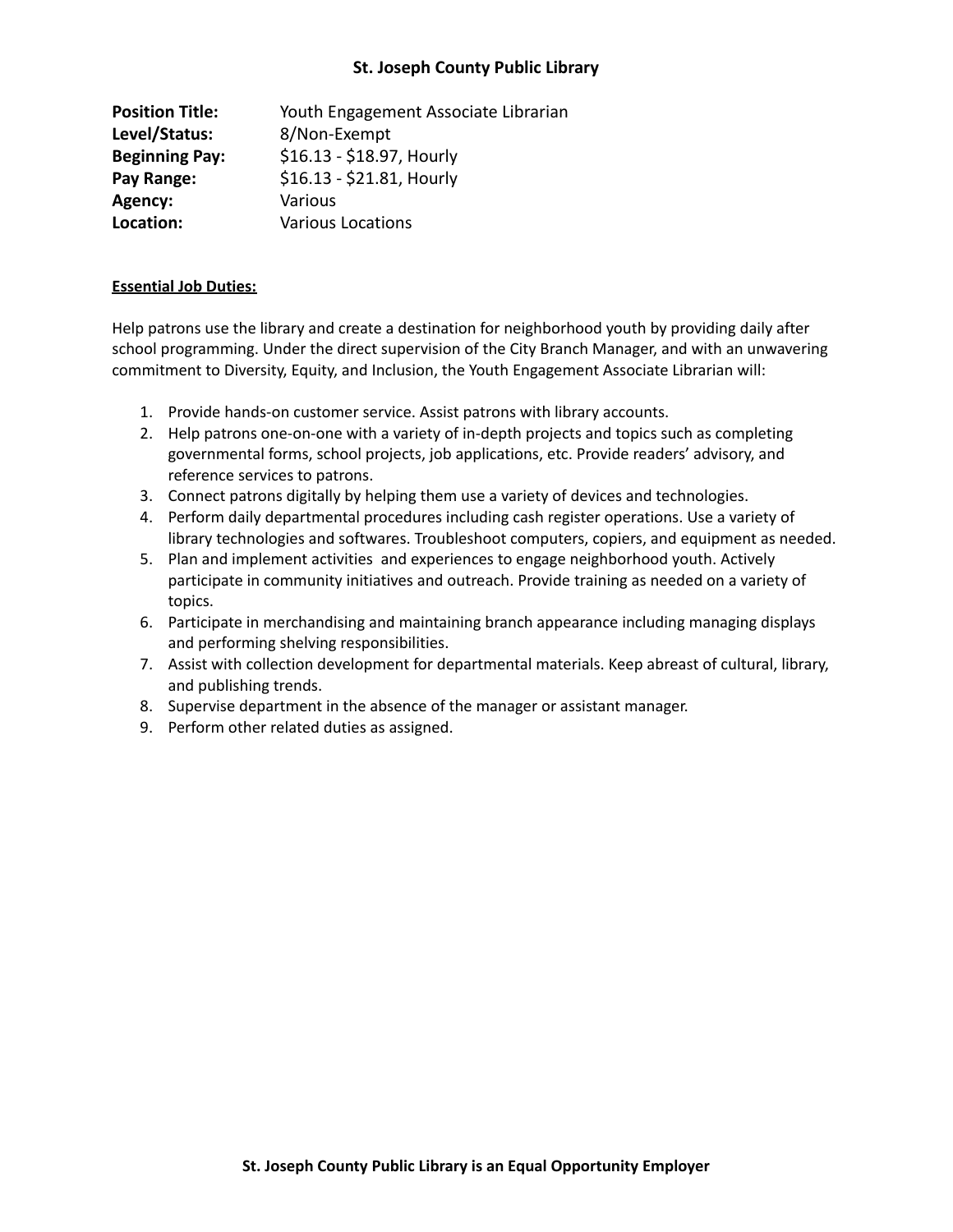# St. Joseph County Public Library

**Position Title:** Youth Engagement Associate Librarian
**Level/Status:** 8/Non-Exempt
**Beginning Pay:** $16.13 - $18.97, Hourly
**Pay Range:** $16.13 - $21.81, Hourly
**Agency:** Various
**Location:** Various Locations

**Essential Job Duties:**

Help patrons use the library and create a destination for neighborhood youth by providing daily after school programming. Under the direct supervision of the City Branch Manager, and with an unwavering commitment to Diversity, Equity, and Inclusion, the Youth Engagement Associate Librarian will:

1. Provide hands-on customer service. Assist patrons with library accounts.
2. Help patrons one-on-one with a variety of in-depth projects and topics such as completing governmental forms, school projects, job applications, etc. Provide readers' advisory, and reference services to patrons.
3. Connect patrons digitally by helping them use a variety of devices and technologies.
4. Perform daily departmental procedures including cash register operations. Use a variety of library technologies and softwares. Troubleshoot computers, copiers, and equipment as needed.
5. Plan and implement activities and experiences to engage neighborhood youth. Actively participate in community initiatives and outreach. Provide training as needed on a variety of topics.
6. Participate in merchandising and maintaining branch appearance including managing displays and performing shelving responsibilities.
7. Assist with collection development for departmental materials. Keep abreast of cultural, library, and publishing trends.
8. Supervise department in the absence of the manager or assistant manager.
9. Perform other related duties as assigned.

**St. Joseph County Public Library is an Equal Opportunity Employer**